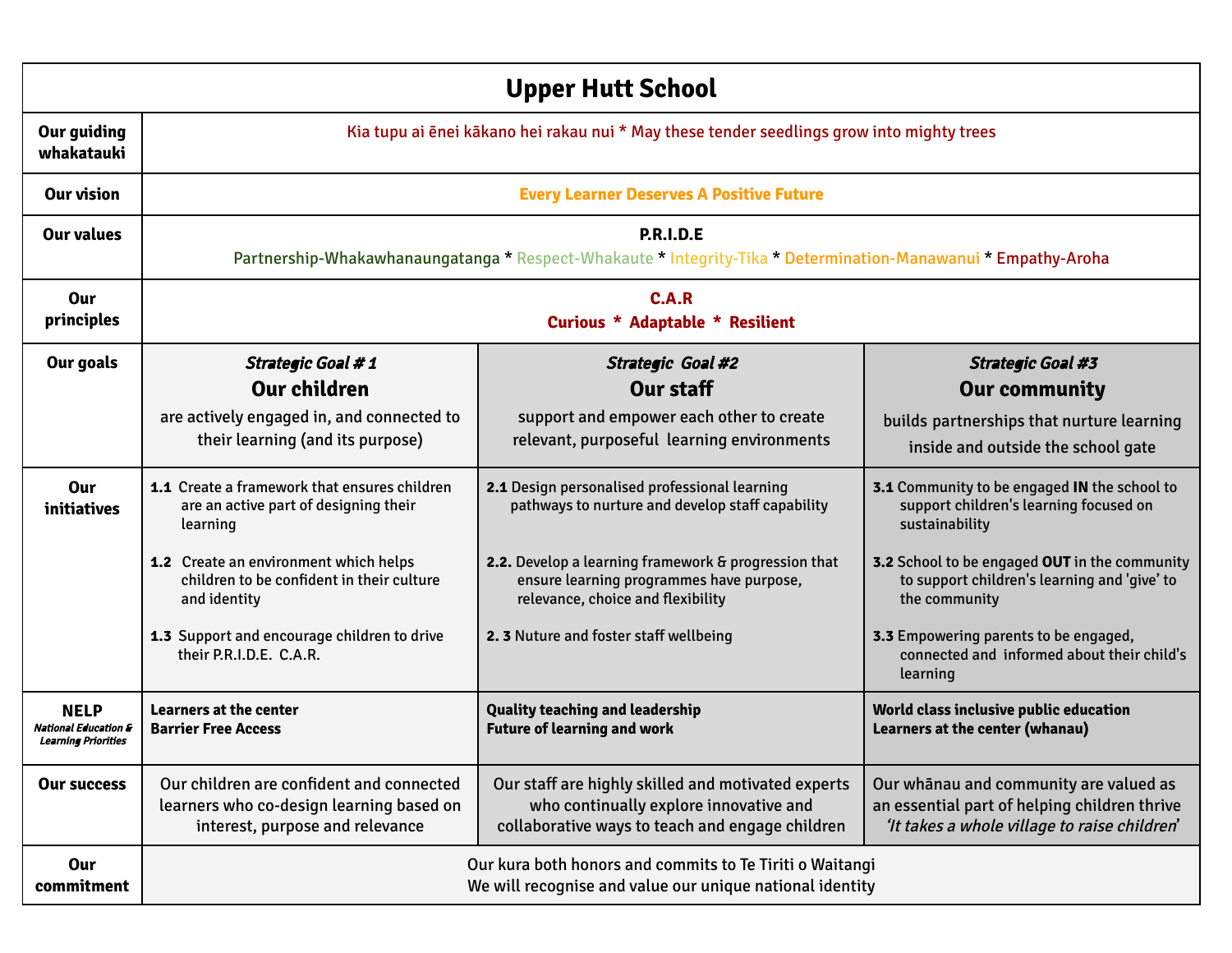# Upper Hutt School

| | | | |
|---|---|---|---|
| **Our guiding whakatauki** | Kia tupu ai ēnei kākano hei rakau nui * May these tender seedlings grow into mighty trees | | |
| **Our vision** | **Every Learner Deserves A Positive Future** | | |
| **Our values** | **P.R.I.D.E**<br>Partnership-Whakawhanaungatanga * Respect-Whakaute * Integrity-Tika * Determination-Manawanui * Empathy-Aroha | | |
| **Our principles** | **C.A.R**<br>**Curious * Adaptable * Resilient** | | |
| **Our goals** | *Strategic Goal # 1*<br>**Our children**<br>are actively engaged in, and connected to their learning (and its purpose) | *Strategic Goal #2*<br>**Our staff**<br>support and empower each other to create relevant, purposeful learning environments | *Strategic Goal #3*<br>**Our community**<br>builds partnerships that nurture learning inside and outside the school gate |
| **Our initiatives** | **1.1** Create a framework that ensures children are an active part of designing their learning<br><br>**1.2** Create an environment which helps children to be confident in their culture and identity<br><br>**1.3** Support and encourage children to drive their P.R.I.D.E. C.A.R. | **2.1** Design personalised professional learning pathways to nurture and develop staff capability<br><br>**2.2.** Develop a learning framework & progression that ensure learning programmes have purpose, relevance, choice and flexibility<br><br>**2. 3** Nuture and foster staff wellbeing | **3.1** Community to be engaged **IN** the school to support children's learning focused on sustainability<br><br>**3.2** School to be engaged **OUT** in the community to support children's learning and 'give' to the community<br><br>**3.3** Empowering parents to be engaged, connected and informed about their child's learning |
| **NELP**<br>*National Education & Learning Priorities* | **Learners at the center**<br>**Barrier Free Access** | **Quality teaching and leadership**<br>**Future of learning and work** | **World class inclusive public education**<br>**Learners at the center (whanau)** |
| **Our success** | Our children are confident and connected learners who co-design learning based on interest, purpose and relevance | Our staff are highly skilled and motivated experts who continually explore innovative and collaborative ways to teach and engage children | Our whānau and community are valued as an essential part of helping children thrive<br>*'It takes a whole village to raise children'* |
| **Our commitment** | Our kura both honors and commits to Te Tiriti o Waitangi<br>We will recognise and value our unique national identity | | |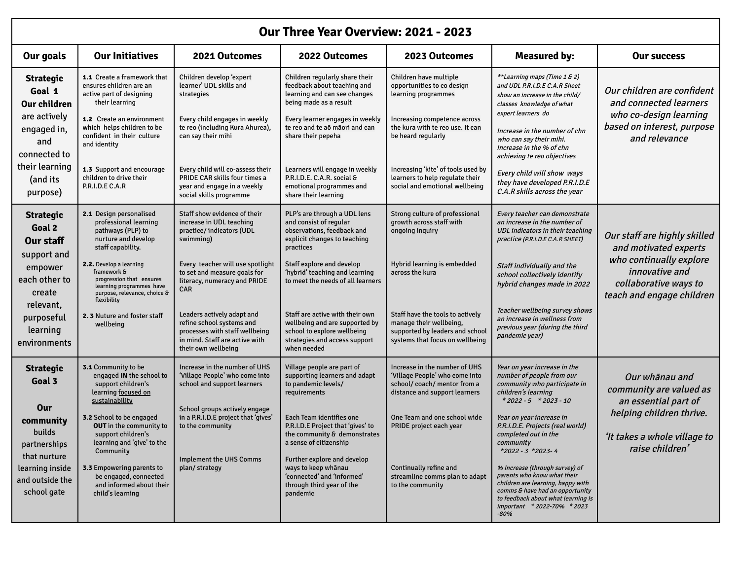# Our Three Year Overview: 2021 - 2023

| Our goals | Our Initiatives | 2021 Outcomes | 2022 Outcomes | 2023 Outcomes | Measured by: | Our success |
|---|---|---|---|---|---|---|
| **Strategic Goal 1 Our children** are actively engaged in, and connected to their learning (and its purpose) | **1.1** Create a framework that ensures children are an active part of designing their learning<br><br>**1.2** Create an environment which helps children to be confident in their culture and identity<br><br>**1.3** Support and encourage children to drive their P.R.I.D.E C.A.R | Children develop 'expert learner' UDL skills and strategies<br><br>Every child engages in weekly te reo (including Kura Ahurea), can say their mihi<br><br>Every child will co-assess their PRIDE CAR skills four times a year and engage in a weekly social skills programme | Children regularly share their feedback about teaching and learning and can see changes being made as a result<br><br>Every learner engages in weekly te reo and te aō māori and can share their pepeha<br><br>Learners will engage in weekly P.R.I.D.E. C.A.R. social & emotional programmes and share their learning | Children have multiple opportunities to co design learning programmes<br><br>Increasing competence across the kura with te reo use. It can be heard regularly<br><br>Increasing 'kite' of tools used by learners to help regulate their social and emotional wellbeing | *\*\*Learning maps (Time 1 & 2) and UDL P.R.I.D.E C.A.R Sheet show an increase in the child/ classes knowledge of what expert learners do*<br><br>*Increase in the number of chn who can say their mihi. Increase in the % of chn achieving te reo objectives*<br><br>*Every child will show ways they have developed P.R.I.D.E C.A.R skills across the year* | *Our children are confident and connected learners who co-design learning based on interest, purpose and relevance* |
| **Strategic Goal 2 Our staff** support and empower each other to create relevant, purposeful learning environments | **2.1** Design personalised professional learning pathways (PLP) to nurture and develop staff capability.<br><br>**2.2.** Develop a learning framework & progression that ensures learning programmes have purpose, relevance, choice & flexibility<br><br>**2. 3** Nuture and foster staff wellbeing | Staff show evidence of their increase in UDL teaching practice/ indicators (UDL swimming)<br><br>Every teacher will use spotlight to set and measure goals for literacy, numeracy and PRIDE CAR<br><br>Leaders actively adapt and refine school systems and processes with staff wellbeing in mind. Staff are active with their own wellbeing | PLP's are through a UDL lens and consist of regular observations, feedback and explicit changes to teaching practices<br><br>Staff explore and develop 'hybrid' teaching and learning to meet the needs of all learners<br><br>Staff are active with their own wellbeing and are supported by school to explore wellbeing strategies and access support when needed | Strong culture of professional growth across staff with ongoing inquiry<br><br>Hybrid learning is embedded across the kura<br><br>Staff have the tools to actively manage their wellbeing, supported by leaders and school systems that focus on wellbeing | *Every teacher can demonstrate an increase in the number of UDL indicators in their teaching practice (P.R.I.D.E C.A.R SHEET)*<br><br>*Staff individually and the school collectively identify hybrid changes made in 2022*<br><br>*Teacher wellbeing survey shows an increase in wellness from previous year (during the third pandemic year)* | *Our staff are highly skilled and motivated experts who continually explore innovative and collaborative ways to teach and engage children* |
| **Strategic Goal 3**<br><br>**Our community** builds partnerships that nurture learning inside and outside the school gate | **3.1** Community to be engaged **IN** the school to support children's learning focused on sustainability<br><br>**3.2** School to be engaged **OUT** in the community to support children's learning and 'give' to the Community<br><br>**3.3** Empowering parents to be engaged, connected and informed about their child's learning | Increase in the number of UHS 'Village People' who come into school and support learners<br><br>School groups actively engage in a P.R.I.D.E project that 'gives' to the community<br><br>Implement the UHS Comms plan/ strategy | Village people are part of supporting learners and adapt to pandemic levels/ requirements<br><br>Each Team identifies one P.R.I.D.E Project that 'gives' to the community & demonstrates a sense of citizenship<br><br>Further explore and develop ways to keep whānau 'connected' and 'informed' through third year of the pandemic | Increase in the number of UHS 'Village People' who come into school/ coach/ mentor from a distance and support learners<br><br>One Team and one school wide PRIDE project each year<br><br>Continually refine and streamline comms plan to adapt to the community | *Year on year increase in the number of people from our community who participate in children's learning \* 2022 - 5 \* 2023 - 10*<br><br>*Year on year increase in P.R.I.D.E. Projects (real world) completed out in the community \*2022 - 3 \*2023- 4*<br><br>*% Increase (through survey) of parents who know what their children are learning, happy with comms & have had an opportunity to feedback about what learning is important \* 2022-70% \* 2023 -80%* | *Our whānau and community are valued as an essential part of helping children thrive.*<br><br>*'It takes a whole village to raise children'* |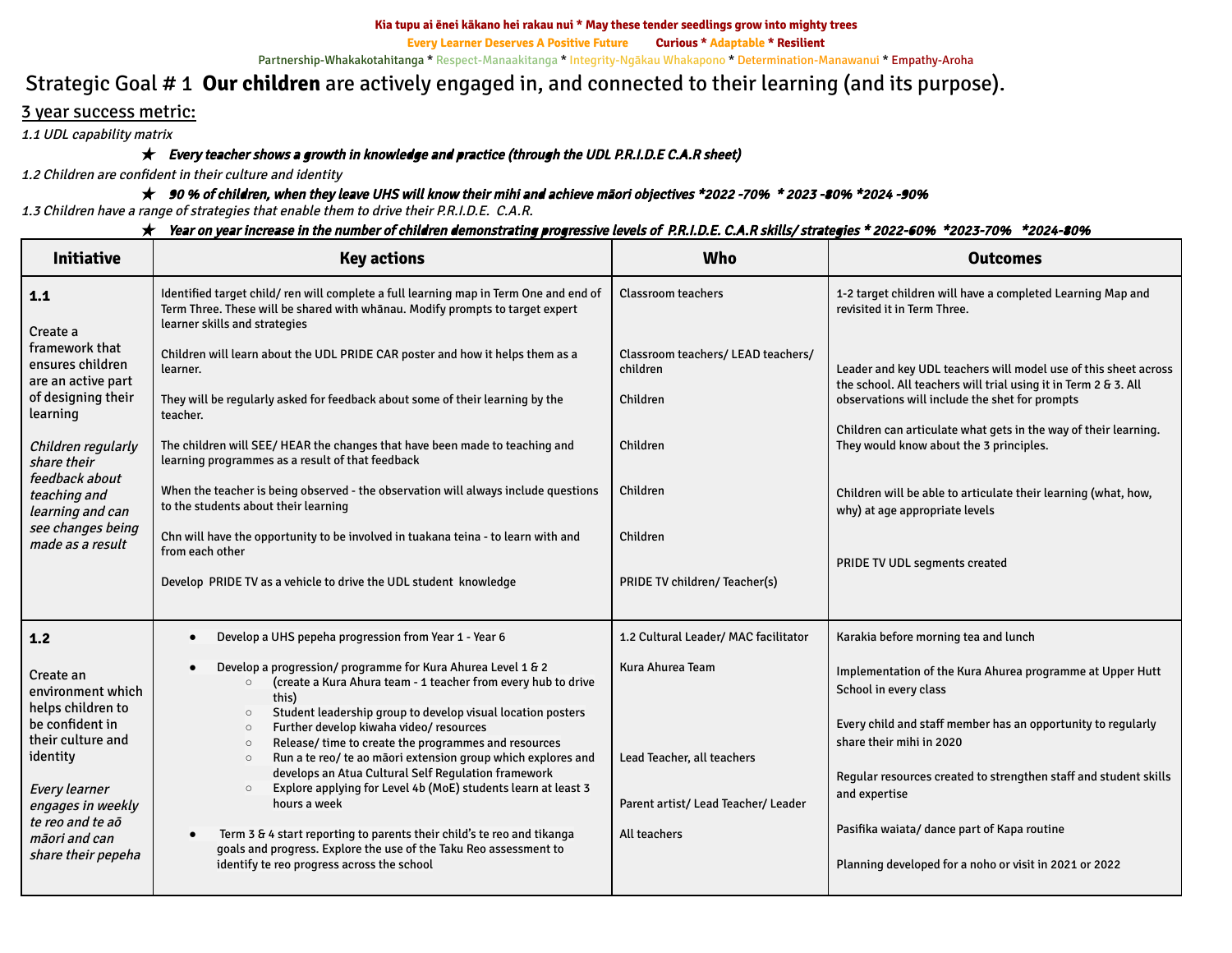Kia tupu ai ēnei kākano hei rakau nui * May these tender seedlings grow into mighty trees

Every Learner Deserves A Positive Future Curious * Adaptable * Resilient

Partnership-Whakakotahitanga * Respect-Manaakitanga * Integrity-Ngākau Whakapono * Determination-Manawanui * Empathy-Aroha

# Strategic Goal # 1 **Our children** are actively engaged in, and connected to their learning (and its purpose).

## 3 year success metric:

*1.1 UDL capability matrix*

- ★ ***Every teacher shows a growth in knowledge and practice (through the UDL P.R.I.D.E C.A.R sheet)***

*1.2 Children are confident in their culture and identity*

- ★ ***90 % of children, when they leave UHS will know their mihi and achieve māori objectives *2022 -70% * 2023 -80% *2024 -90%***

*1.3 Children have a range of strategies that enable them to drive their P.R.I.D.E. C.A.R.*

- ★ ***Year on year increase in the number of children demonstrating progressive levels of P.R.I.D.E. C.A.R skills/ strategies * 2022-60% *2023-70% *2024-80%***

| Initiative | Key actions | Who | Outcomes |
|---|---|---|---|
| **1.1**<br><br>Create a framework that ensures children are an active part of designing their learning<br><br>*Children regularly share their feedback about teaching and learning and can see changes being made as a result* | Identified target child/ ren will complete a full learning map in Term One and end of Term Three. These will be shared with whānau. Modify prompts to target expert learner skills and strategies<br><br>Children will learn about the UDL PRIDE CAR poster and how it helps them as a learner.<br><br>They will be regularly asked for feedback about some of their learning by the teacher.<br><br>The children will SEE/ HEAR the changes that have been made to teaching and learning programmes as a result of that feedback<br><br>When the teacher is being observed - the observation will always include questions to the students about their learning<br><br>Chn will have the opportunity to be involved in tuakana teina - to learn with and from each other<br><br>Develop PRIDE TV as a vehicle to drive the UDL student knowledge | Classroom teachers<br><br>Classroom teachers/ LEAD teachers/ children<br><br>Children<br><br>Children<br><br>Children<br><br>Children<br><br>PRIDE TV children/ Teacher(s) | 1-2 target children will have a completed Learning Map and revisited it in Term Three.<br><br>Leader and key UDL teachers will model use of this sheet across the school. All teachers will trial using it in Term 2 & 3. All observations will include the shet for prompts<br><br>Children can articulate what gets in the way of their learning. They would know about the 3 principles.<br><br>Children will be able to articulate their learning (what, how, why) at age appropriate levels<br><br>PRIDE TV UDL segments created |
| **1.2**<br><br>Create an environment which helps children to be confident in their culture and identity<br><br>*Every learner engages in weekly te reo and te aō māori and can share their pepeha* | • Develop a UHS pepeha progression from Year 1 - Year 6<br><br>• Develop a progression/ programme for Kura Ahurea Level 1 & 2<br>  ○ (create a Kura Ahura team - 1 teacher from every hub to drive this)<br>  ○ Student leadership group to develop visual location posters<br>  ○ Further develop kiwaha video/ resources<br>  ○ Release/ time to create the programmes and resources<br>  ○ Run a te reo/ te ao māori extension group which explores and develops an Atua Cultural Self Regulation framework<br>  ○ Explore applying for Level 4b (MoE) students learn at least 3 hours a week<br><br>• Term 3 & 4 start reporting to parents their child's te reo and tikanga goals and progress. Explore the use of the Taku Reo assessment to identify te reo progress across the school | 1.2 Cultural Leader/ MAC facilitator<br><br>Kura Ahurea Team<br><br>Lead Teacher, all teachers<br><br>Parent artist/ Lead Teacher/ Leader<br><br>All teachers | Karakia before morning tea and lunch<br><br>Implementation of the Kura Ahurea programme at Upper Hutt School in every class<br><br>Every child and staff member has an opportunity to regularly share their mihi in 2020<br><br>Regular resources created to strengthen staff and student skills and expertise<br><br>Pasifika waiata/ dance part of Kapa routine<br><br>Planning developed for a noho or visit in 2021 or 2022 |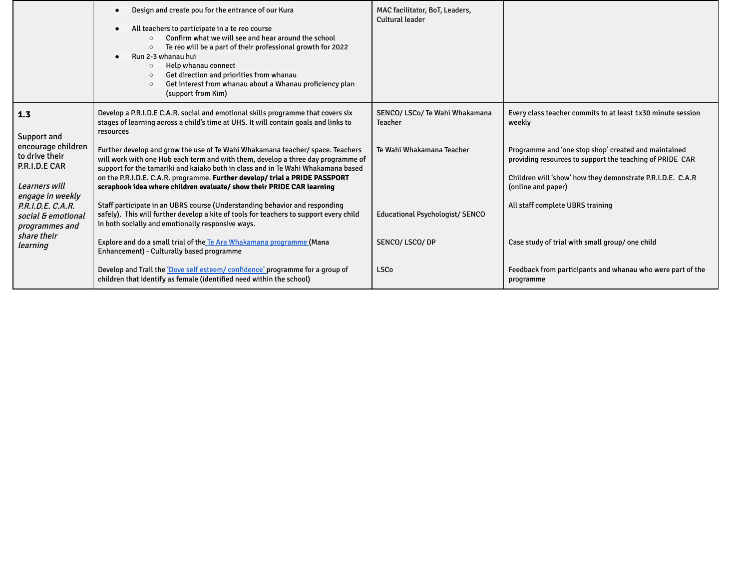| | | | |
|---|---|---|---|
| | <ul><li>Design and create pou for the entrance of our Kura</li><li>All teachers to participate in a te reo course<ul><li>Confirm what we will see and hear around the school</li><li>Te reo will be a part of their professional growth for 2022</li></ul></li><li>Run 2-3 whanau hui<ul><li>Help whanau connect</li><li>Get direction and priorities from whanau</li><li>Get interest from whanau about a Whanau proficiency plan (support from Kim)</li></ul></li></ul> | MAC facilitator, BoT, Leaders, Cultural leader | |
| **1.3**<br><br>Support and encourage children to drive their P.R.I.D.E CAR<br><br>*Learners will engage in weekly P.R.I.D.E. C.A.R. social & emotional programmes and share their learning* | Develop a P.R.I.D.E C.A.R. social and emotional skills programme that covers six stages of learning across a child's time at UHS. It will contain goals and links to resources<br><br>Further develop and grow the use of Te Wahi Whakamana teacher/ space. Teachers will work with one Hub each term and with them, develop a three day programme of support for the tamariki and kaiako both in class and in Te Wahi Whakamana based on the P.R.I.D.E. C.A.R. programme. **Further develop/ trial a PRIDE PASSPORT scrapbook idea where children evaluate/ show their PRIDE CAR learning**<br><br>Staff participate in an UBRS course (Understanding behavior and responding safely). This will further develop a kite of tools for teachers to support every child in both socially and emotionally responsive ways.<br><br>Explore and do a small trial of the Te Ara Whakamana programme (Mana Enhancement) - Culturally based programme<br><br>Develop and Trail the 'Dove self esteem/ confidence' programme for a group of children that identify as female (identified need within the school) | SENCO/ LSCo/ Te Wahi Whakamana Teacher<br><br>Te Wahi Whakamana Teacher<br><br><br><br>Educational Psychologist/ SENCO<br><br><br>SENCO/ LSCO/ DP<br><br><br>LSCo | Every class teacher commits to at least 1x30 minute session weekly<br><br>Programme and 'one stop shop' created and maintained providing resources to support the teaching of PRIDE CAR<br><br>Children will 'show' how they demonstrate P.R.I.D.E. C.A.R (online and paper)<br><br>All staff complete UBRS training<br><br><br>Case study of trial with small group/ one child<br><br><br>Feedback from participants and whanau who were part of the programme |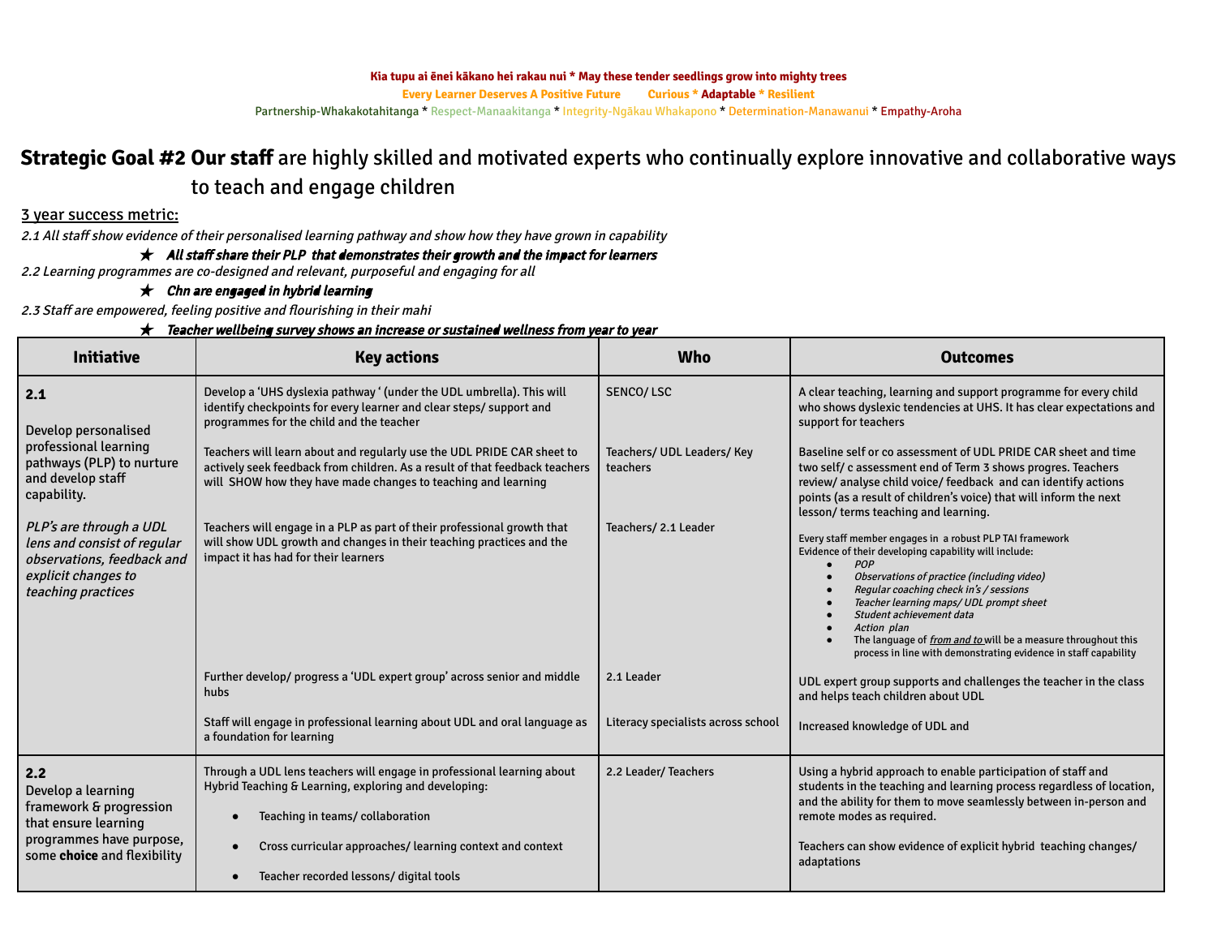Kia tupu ai ēnei kākano hei rakau nui * May these tender seedlings grow into mighty trees

Every Learner Deserves A Positive Future Curious * Adaptable * Resilient

Partnership-Whakakotahitanga * Respect-Manaakitanga * Integrity-Ngākau Whakapono * Determination-Manawanui * Empathy-Aroha

## **Strategic Goal #2 Our staff** are highly skilled and motivated experts who continually explore innovative and collaborative ways to teach and engage children

<u>3 year success metric:</u>

*2.1 All staff show evidence of their personalised learning pathway and show how they have grown in capability*

★ ***All staff share their PLP that demonstrates their growth and the impact for learners***

*2.2 Learning programmes are co-designed and relevant, purposeful and engaging for all*

★ ***Chn are engaged in hybrid learning***

*2.3 Staff are empowered, feeling positive and flourishing in their mahi*

★ ***Teacher wellbeing survey shows an increase or sustained wellness from year to year***

| Initiative | Key actions | Who | Outcomes |
|---|---|---|---|
| **2.1**<br><br>Develop personalised professional learning pathways (PLP) to nurture and develop staff capability.<br><br>*PLP's are through a UDL lens and consist of regular observations, feedback and explicit changes to teaching practices* | Develop a 'UHS dyslexia pathway ' (under the UDL umbrella). This will identify checkpoints for every learner and clear steps/ support and programmes for the child and the teacher | SENCO/ LSC | A clear teaching, learning and support programme for every child who shows dyslexic tendencies at UHS. It has clear expectations and support for teachers |
| | Teachers will learn about and regularly use the UDL PRIDE CAR sheet to actively seek feedback from children. As a result of that feedback teachers will SHOW how they have made changes to teaching and learning | Teachers/ UDL Leaders/ Key teachers | Baseline self or co assessment of UDL PRIDE CAR sheet and time two self/ c assessment end of Term 3 shows progres. Teachers review/ analyse child voice/ feedback and can identify actions points (as a result of children's voice) that will inform the next lesson/ terms teaching and learning. |
| | Teachers will engage in a PLP as part of their professional growth that will show UDL growth and changes in their teaching practices and the impact it has had for their learners | Teachers/ 2.1 Leader | Every staff member engages in a robust PLP TAI framework<br>Evidence of their developing capability will include:<br>• *POP*<br>• *Observations of practice (including video)*<br>• *Regular coaching check in's / sessions*<br>• *Teacher learning maps/ UDL prompt sheet*<br>• *Student achievement data*<br>• *Action plan*<br>• The language of ***<u>from and to</u>*** will be a measure throughout this process in line with demonstrating evidence in staff capability |
| | Further develop/ progress a 'UDL expert group' across senior and middle hubs | 2.1 Leader | UDL expert group supports and challenges the teacher in the class and helps teach children about UDL |
| | Staff will engage in professional learning about UDL and oral language as a foundation for learning | Literacy specialists across school | Increased knowledge of UDL and |
| **2.2**<br>Develop a learning framework & progression that ensure learning programmes have purpose, some **choice** and flexibility | Through a UDL lens teachers will engage in professional learning about Hybrid Teaching & Learning, exploring and developing:<br>• Teaching in teams/ collaboration<br>• Cross curricular approaches/ learning context and context<br>• Teacher recorded lessons/ digital tools | 2.2 Leader/ Teachers | Using a hybrid approach to enable participation of staff and students in the teaching and learning process regardless of location, and the ability for them to move seamlessly between in-person and remote modes as required.<br><br>Teachers can show evidence of explicit hybrid teaching changes/ adaptations |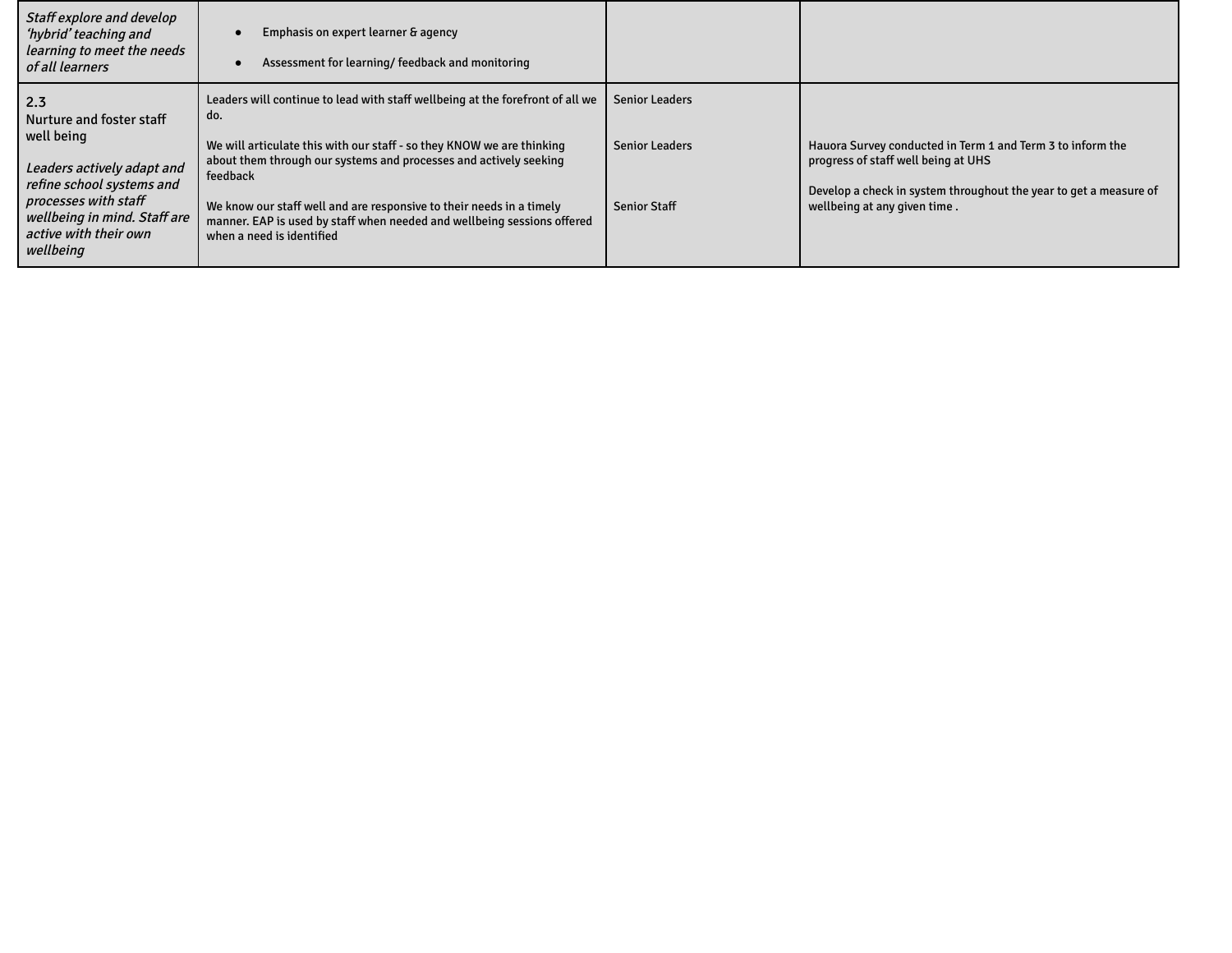| | | | |
|---|---|---|---|
| *Staff explore and develop 'hybrid' teaching and learning to meet the needs of all learners* | • Emphasis on expert learner & agency<br>• Assessment for learning/ feedback and monitoring | | |
| 2.3<br>Nurture and foster staff well being<br><br>*Leaders actively adapt and refine school systems and processes with staff wellbeing in mind. Staff are active with their own wellbeing* | Leaders will continue to lead with staff wellbeing at the forefront of all we do.<br><br>We will articulate this with our staff - so they KNOW we are thinking about them through our systems and processes and actively seeking feedback<br><br>We know our staff well and are responsive to their needs in a timely manner. EAP is used by staff when needed and wellbeing sessions offered when a need is identified | Senior Leaders<br><br>Senior Leaders<br><br>Senior Staff | Hauora Survey conducted in Term 1 and Term 3 to inform the progress of staff well being at UHS<br><br>Develop a check in system throughout the year to get a measure of wellbeing at any given time . |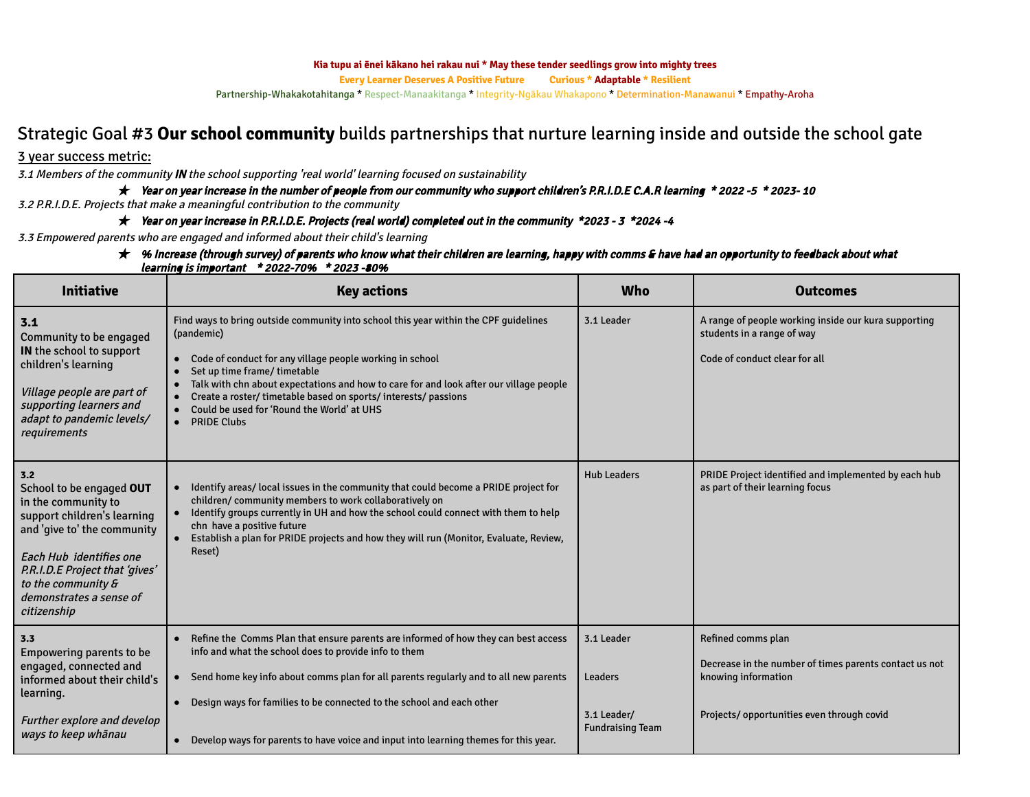**Kia tupu ai ēnei kākano hei rakau nui * May these tender seedlings grow into mighty trees**

**Every Learner Deserves A Positive Future     Curious * Adaptable * Resilient**

Partnership-Whakakotahitanga * Respect-Manaakitanga * Integrity-Ngākau Whakapono * Determination-Manawanui * Empathy-Aroha

# Strategic Goal #3 **Our school community** builds partnerships that nurture learning inside and outside the school gate

3 year success metric:

*3.1 Members of the community **IN** the school supporting 'real world' learning focused on sustainability*

- ★ ***Year on year increase in the number of people from our community who support children's P.R.I.D.E C.A.R learning * 2022 -5 * 2023- 10***

*3.2 P.R.I.D.E. Projects that make a meaningful contribution to the community*

- ★ ***Year on year increase in P.R.I.D.E. Projects (real world) completed out in the community *2023 - 3 *2024 -4***

*3.3 Empowered parents who are engaged and informed about their child's learning*

- ★ ***% Increase (through survey) of parents who know what their children are learning, happy with comms & have had an opportunity to feedback about what learning is important * 2022-70% * 2023 -80%***

| Initiative | Key actions | Who | Outcomes |
|---|---|---|---|
| **3.1**<br>Community to be engaged **IN** the school to support children's learning<br><br>*Village people are part of supporting learners and adapt to pandemic levels/ requirements* | Find ways to bring outside community into school this year within the CPF guidelines (pandemic)<br><br>• Code of conduct for any village people working in school<br>• Set up time frame/ timetable<br>• Talk with chn about expectations and how to care for and look after our village people<br>• Create a roster/ timetable based on sports/ interests/ passions<br>• Could be used for 'Round the World' at UHS<br>• PRIDE Clubs | 3.1 Leader | A range of people working inside our kura supporting students in a range of way<br><br>Code of conduct clear for all |
| **3.2**<br>School to be engaged **OUT** in the community to support children's learning and 'give to' the community<br><br>*Each Hub identifies one P.R.I.D.E Project that 'gives' to the community & demonstrates a sense of citizenship* | • Identify areas/ local issues in the community that could become a PRIDE project for children/ community members to work collaboratively on<br>• Identify groups currently in UH and how the school could connect with them to help chn have a positive future<br>• Establish a plan for PRIDE projects and how they will run (Monitor, Evaluate, Review, Reset) | Hub Leaders | PRIDE Project identified and implemented by each hub as part of their learning focus |
| **3.3**<br>Empowering parents to be engaged, connected and informed about their child's learning.<br><br>*Further explore and develop ways to keep whānau* | • Refine the Comms Plan that ensure parents are informed of how they can best access info and what the school does to provide info to them<br>• Send home key info about comms plan for all parents regularly and to all new parents<br>• Design ways for families to be connected to the school and each other<br>• Develop ways for parents to have voice and input into learning themes for this year. | 3.1 Leader<br><br>Leaders<br><br>3.1 Leader/ Fundraising Team | Refined comms plan<br><br>Decrease in the number of times parents contact us not knowing information<br><br>Projects/ opportunities even through covid |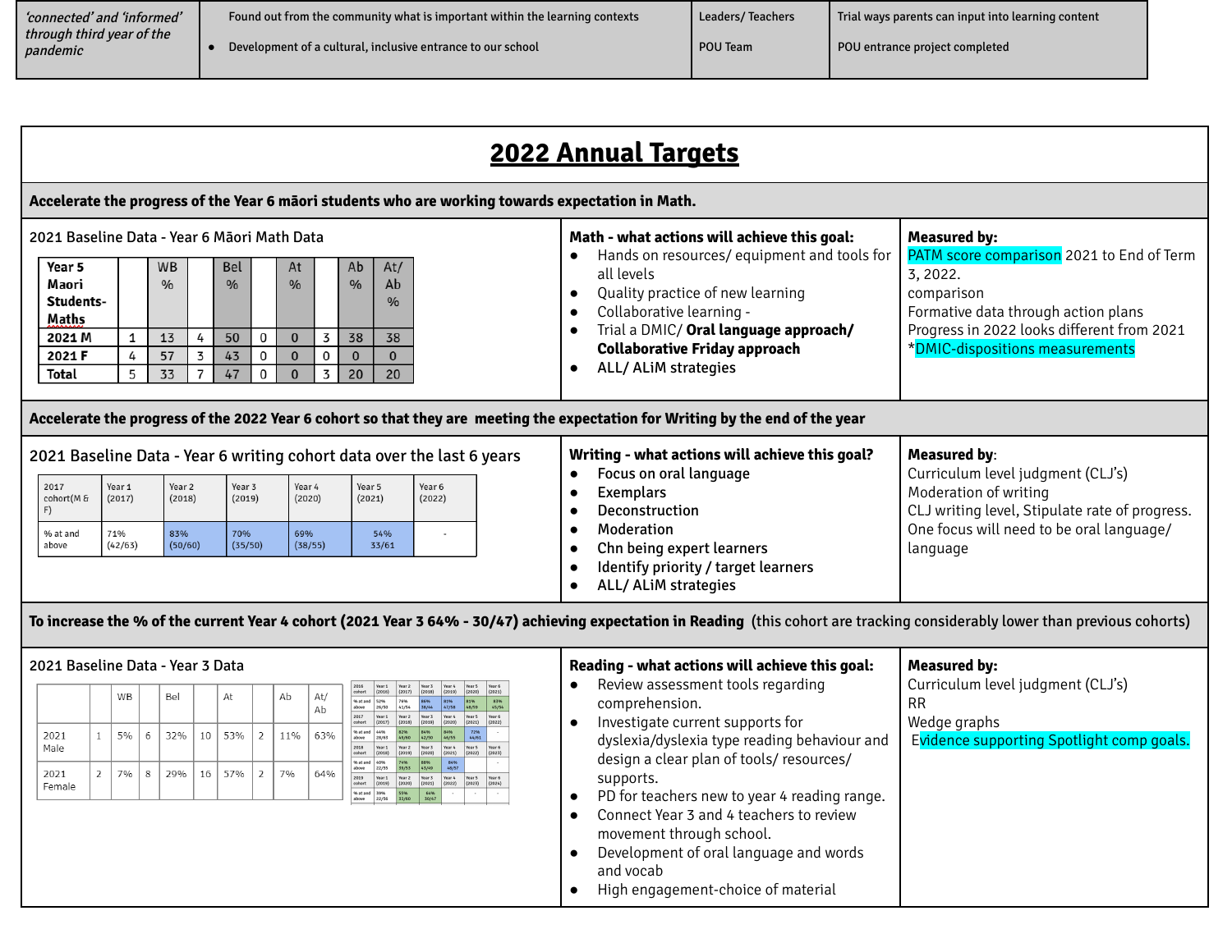| 'connected' and 'informed' through third year of the pandemic | Found out from the community what is important within the learning contexts<br>• Development of a cultural, inclusive entrance to our school | Leaders/ Teachers<br>POU Team | Trial ways parents can input into learning content<br>POU entrance project completed |
|---|---|---|---|

# 2022 Annual Targets

## Accelerate the progress of the Year 6 māori students who are working towards expectation in Math.

**2021 Baseline Data - Year 6 Māori Math Data**

| Year 5 Maori Students- Maths | | WB % | | Bel % | | At % | | Ab % | At/ Ab % |
|---|---|---|---|---|---|---|---|---|---|
| **2021 M** | 1 | 13 | 4 | 50 | 0 | 0 | 3 | 38 | 38 |
| **2021 F** | 4 | 57 | 3 | 43 | 0 | 0 | 0 | 0 | 0 |
| **Total** | 5 | 33 | 7 | 47 | 0 | 0 | 3 | 20 | 20 |

**Math - what actions will achieve this goal:**
- Hands on resources/ equipment and tools for all levels
- Quality practice of new learning
- Collaborative learning -
- Trial a DMIC/ **Oral language approach/ Collaborative Friday approach**
- ALL/ ALiM strategies

**Measured by:**
PATM score comparison 2021 to End of Term 3, 2022.
comparison
Formative data through action plans
Progress in 2022 looks different from 2021
*DMIC-dispositions measurements

## Accelerate the progress of the 2022 Year 6 cohort so that they are meeting the expectation for Writing by the end of the year

**2021 Baseline Data - Year 6 writing cohort data over the last 6 years**

| 2017 cohort(M & F) | Year 1 (2017) | Year 2 (2018) | Year 3 (2019) | Year 4 (2020) | Year 5 (2021) | Year 6 (2022) |
|---|---|---|---|---|---|---|
| % at and above | 71% (42/63) | 83% (50/60) | 70% (35/50) | 69% (38/55) | 54% 33/61 | - |

**Writing - what actions will achieve this goal?**
- Focus on oral language
- Exemplars
- Deconstruction
- Moderation
- Chn being expert learners
- Identify priority / target learners
- ALL/ ALiM strategies

**Measured by:**
Curriculum level judgment (CLJ's)
Moderation of writing
CLJ writing level, Stipulate rate of progress.
One focus will need to be oral language/ language

## To increase the % of the current Year 4 cohort (2021 Year 3 64% - 30/47) achieving expectation in Reading (this cohort are tracking considerably lower than previous cohorts)

**2021 Baseline Data - Year 3 Data**

| | | WB | | Bel | | At | | Ab | At/ Ab |
|---|---|---|---|---|---|---|---|---|---|
| 2021 Male | 1 | 5% | 6 | 32% | 10 | 53% | 2 | 11% | 63% |
| 2021 Female | 2 | 7% | 8 | 29% | 16 | 57% | 2 | 7% | 64% |

| 2016 cohort | Year 1 (2016) | Year 2 (2017) | Year 3 (2018) | Year 4 (2019) | Year 5 (2020) | Year 6 (2021) |
|---|---|---|---|---|---|---|
| % at and above | 52% 26/50 | 76% 41/54 | 86% 38/44 | 81% 47/58 | 81% 48/59 | 83% 45/54 |
| **2017 cohort** | **Year 1 (2017)** | **Year 2 (2018)** | **Year 3 (2019)** | **Year 4 (2020)** | **Year 5 (2021)** | **Year 6 (2022)** |
| % at and above | 44% 28/63 | 82% 49/60 | 84% 42/50 | 84% 46/55 | 72% 44/61 | - |
| **2018 cohort** | **Year 1 (2018)** | **Year 2 (2019)** | **Year 3 (2020)** | **Year 4 (2021)** | **Year 5 (2022)** | **Year 6 (2023)** |
| % at and above | 40% 22/55 | 74% 39/53 | 88% 43/49 | 84% 48/57 | - | - |
| **2019 cohort** | **Year 1 (2019)** | **Year 2 (2020)** | **Year 3 (2021)** | **Year 4 (2022)** | **Year 5 (2023)** | **Year 6 (2024)** |
| % at and above | 39% 22/56 | 55% 33/60 | 64% 30/47 | - | - | - |

**Reading - what actions will achieve this goal:**
- Review assessment tools regarding comprehension.
- Investigate current supports for dyslexia/dyslexia type reading behaviour and design a clear plan of tools/ resources/ supports.
- PD for teachers new to year 4 reading range.
- Connect Year 3 and 4 teachers to review movement through school.
- Development of oral language and words and vocab
- High engagement-choice of material

**Measured by:**
Curriculum level judgment (CLJ's)
RR
Wedge graphs
Evidence supporting Spotlight comp goals.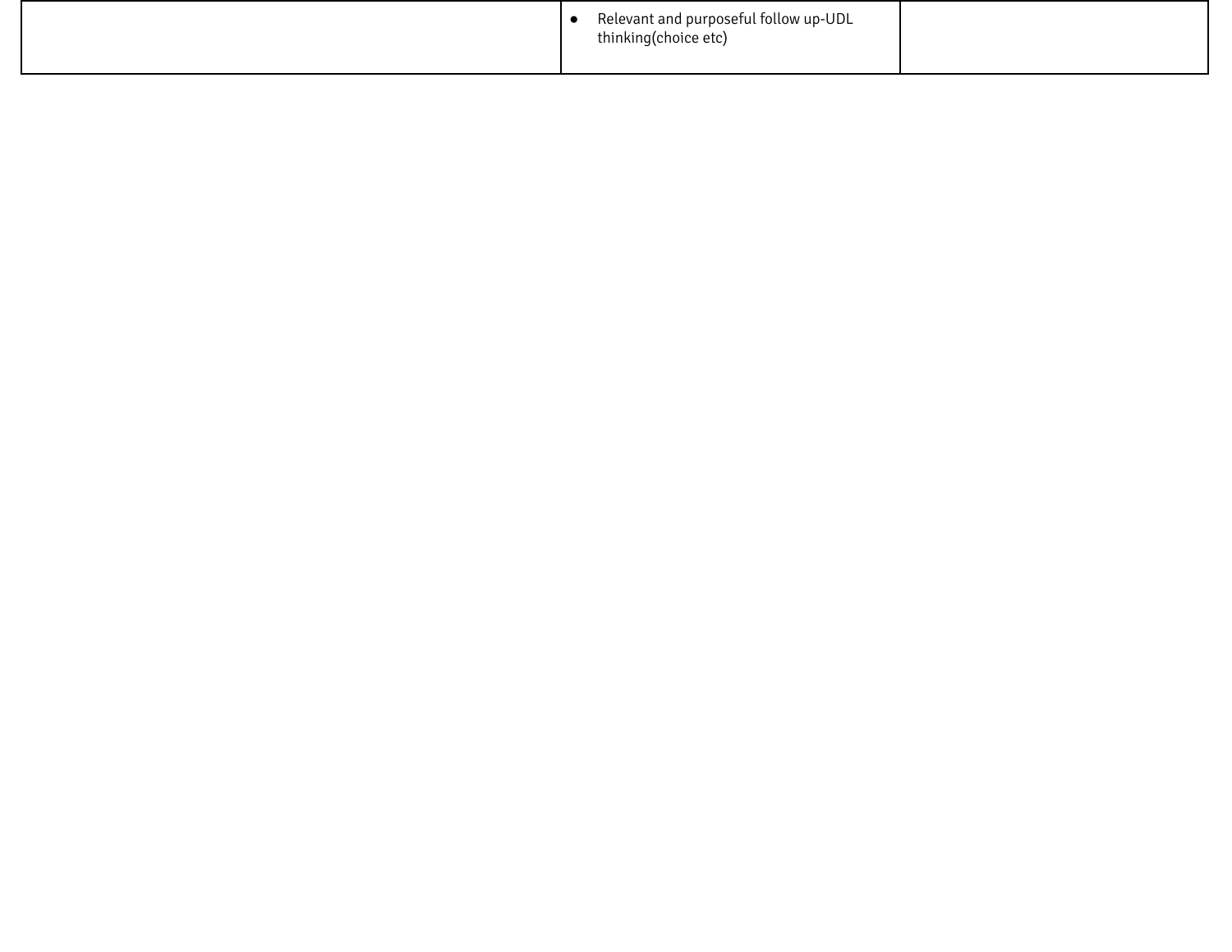| | | |
|---|---|---|
| | • Relevant and purposeful follow up-UDL thinking(choice etc) | |